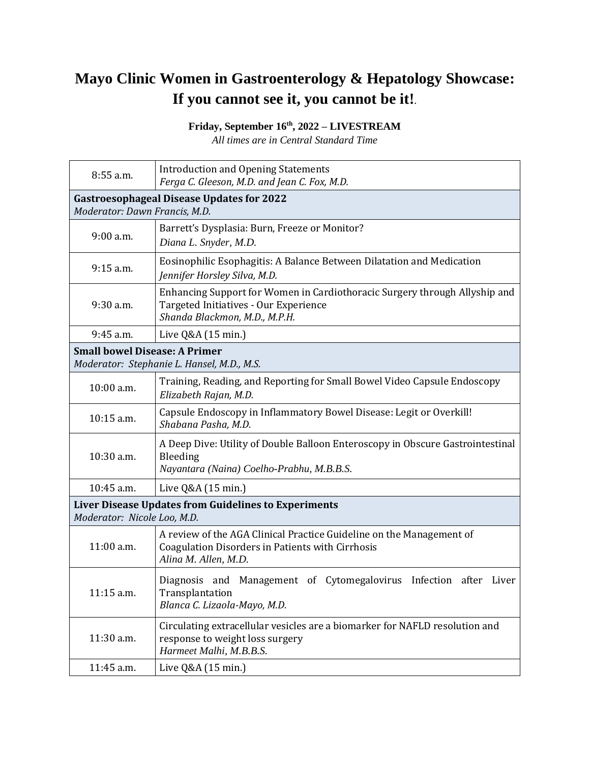# Mayo Clinic Women in Gastroenterology & Hepatology Showcase: If you cannot see it, you cannot be it!.

**Friday, September 16th, 2022 – LIVESTREAM**

*All times are in Central Standard Time*

| | |
|---|---|
| 8:55 a.m. | Introduction and Opening Statements<br>*Ferga C. Gleeson, M.D. and Jean C. Fox, M.D.* |
| **Gastroesophageal Disease Updates for 2022**<br>*Moderator: Dawn Francis, M.D.* | |
| 9:00 a.m. | Barrett's Dysplasia: Burn, Freeze or Monitor?<br>*Diana L. Snyder, M.D.* |
| 9:15 a.m. | Eosinophilic Esophagitis: A Balance Between Dilatation and Medication<br>*Jennifer Horsley Silva, M.D.* |
| 9:30 a.m. | Enhancing Support for Women in Cardiothoracic Surgery through Allyship and Targeted Initiatives - Our Experience<br>*Shanda Blackmon, M.D., M.P.H.* |
| 9:45 a.m. | Live Q&A (15 min.) |
| **Small bowel Disease: A Primer**<br>*Moderator: Stephanie L. Hansel, M.D., M.S.* | |
| 10:00 a.m. | Training, Reading, and Reporting for Small Bowel Video Capsule Endoscopy<br>*Elizabeth Rajan, M.D.* |
| 10:15 a.m. | Capsule Endoscopy in Inflammatory Bowel Disease: Legit or Overkill!<br>*Shabana Pasha, M.D.* |
| 10:30 a.m. | A Deep Dive: Utility of Double Balloon Enteroscopy in Obscure Gastrointestinal Bleeding<br>*Nayantara (Naina) Coelho-Prabhu, M.B.B.S.* |
| 10:45 a.m. | Live Q&A (15 min.) |
| **Liver Disease Updates from Guidelines to Experiments**<br>*Moderator: Nicole Loo, M.D.* | |
| 11:00 a.m. | A review of the AGA Clinical Practice Guideline on the Management of Coagulation Disorders in Patients with Cirrhosis<br>*Alina M. Allen, M.D.* |
| 11:15 a.m. | Diagnosis and Management of Cytomegalovirus Infection after Liver Transplantation<br>*Blanca C. Lizaola-Mayo, M.D.* |
| 11:30 a.m. | Circulating extracellular vesicles are a biomarker for NAFLD resolution and response to weight loss surgery<br>*Harmeet Malhi, M.B.B.S.* |
| 11:45 a.m. | Live Q&A (15 min.) |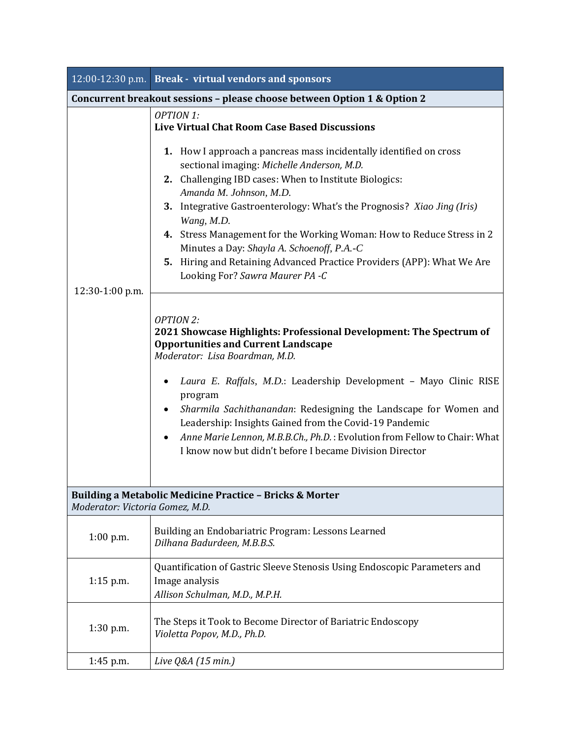| 12:00-12:30 p.m. | **Break - virtual vendors and sponsors** |
|---|---|
| **Concurrent breakout sessions – please choose between Option 1 & Option 2** | |
| 12:30-1:00 p.m. | *OPTION 1:*<br>**Live Virtual Chat Room Case Based Discussions**<br><br>1. How I approach a pancreas mass incidentally identified on cross sectional imaging: *Michelle Anderson, M.D.*<br>2. Challenging IBD cases: When to Institute Biologics: *Amanda M. Johnson, M.D.*<br>3. Integrative Gastroenterology: What's the Prognosis? *Xiao Jing (Iris) Wang, M.D.*<br>4. Stress Management for the Working Woman: How to Reduce Stress in 2 Minutes a Day: *Shayla A. Schoenoff, P.A.-C*<br>5. Hiring and Retaining Advanced Practice Providers (APP): What We Are Looking For? *Sawra Maurer PA -C* |
| | *OPTION 2:*<br>**2021 Showcase Highlights: Professional Development: The Spectrum of Opportunities and Current Landscape**<br>*Moderator: Lisa Boardman, M.D.*<br><br>• *Laura E. Raffals, M.D.*: Leadership Development – Mayo Clinic RISE program<br>• *Sharmila Sachithanandan*: Redesigning the Landscape for Women and Leadership: Insights Gained from the Covid-19 Pandemic<br>• *Anne Marie Lennon, M.B.B.Ch., Ph.D.* : Evolution from Fellow to Chair: What I know now but didn't before I became Division Director |
| **Building a Metabolic Medicine Practice – Bricks & Morter**<br>*Moderator: Victoria Gomez, M.D.* | |
| 1:00 p.m. | Building an Endobariatric Program: Lessons Learned<br>*Dilhana Badurdeen, M.B.B.S.* |
| 1:15 p.m. | Quantification of Gastric Sleeve Stenosis Using Endoscopic Parameters and Image analysis<br>*Allison Schulman, M.D., M.P.H.* |
| 1:30 p.m. | The Steps it Took to Become Director of Bariatric Endoscopy<br>*Violetta Popov, M.D., Ph.D.* |
| 1:45 p.m. | *Live Q&A (15 min.)* |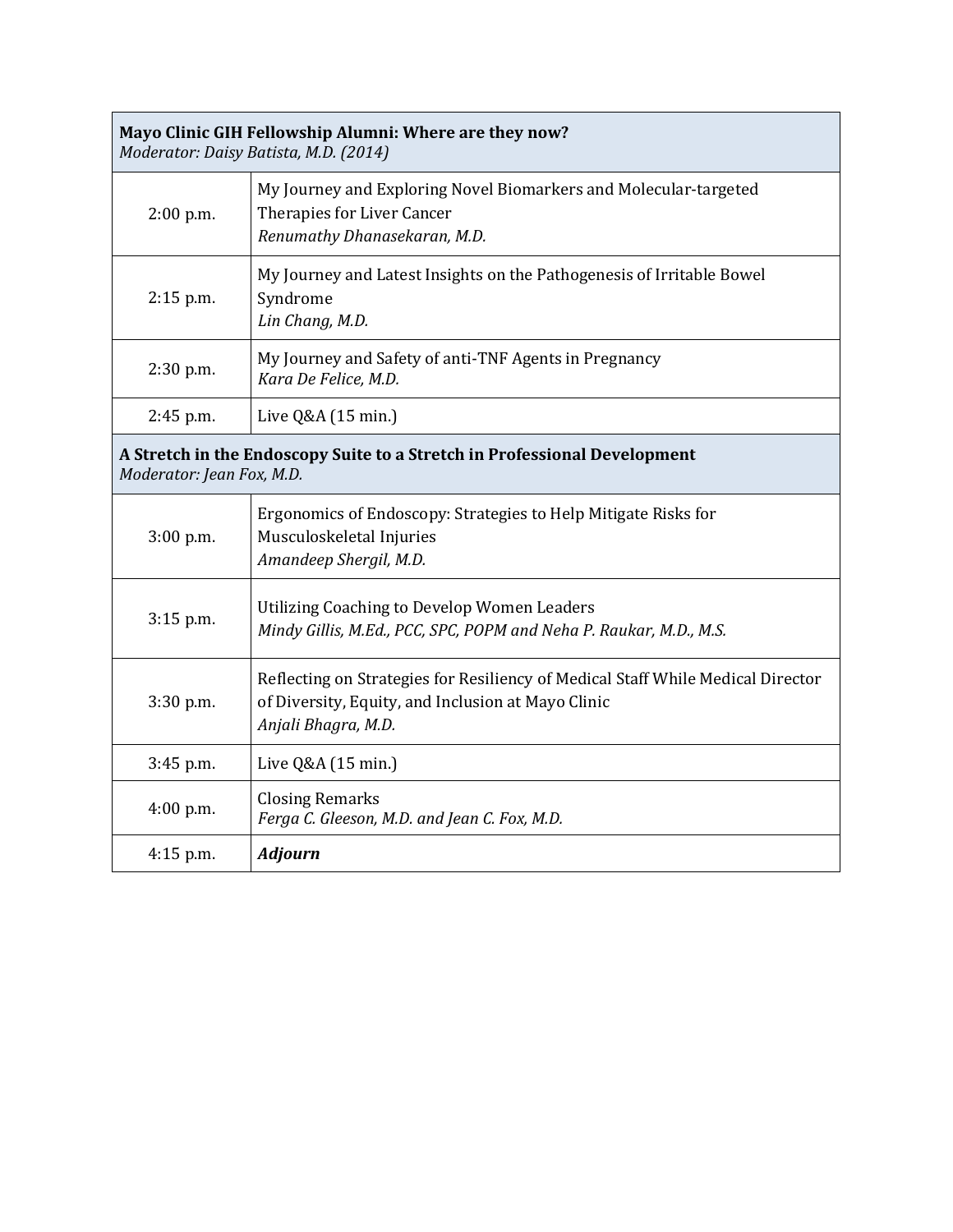| | |
|---|---|
| **Mayo Clinic GIH Fellowship Alumni: Where are they now?**<br>*Moderator: Daisy Batista, M.D. (2014)* | |
| 2:00 p.m. | My Journey and Exploring Novel Biomarkers and Molecular-targeted Therapies for Liver Cancer<br>*Renumathy Dhanasekaran, M.D.* |
| 2:15 p.m. | My Journey and Latest Insights on the Pathogenesis of Irritable Bowel Syndrome<br>*Lin Chang, M.D.* |
| 2:30 p.m. | My Journey and Safety of anti-TNF Agents in Pregnancy<br>*Kara De Felice, M.D.* |
| 2:45 p.m. | Live Q&A (15 min.) |
| **A Stretch in the Endoscopy Suite to a Stretch in Professional Development**<br>*Moderator: Jean Fox, M.D.* | |
| 3:00 p.m. | Ergonomics of Endoscopy: Strategies to Help Mitigate Risks for Musculoskeletal Injuries<br>*Amandeep Shergil, M.D.* |
| 3:15 p.m. | Utilizing Coaching to Develop Women Leaders<br>*Mindy Gillis, M.Ed., PCC, SPC, POPM and Neha P. Raukar, M.D., M.S.* |
| 3:30 p.m. | Reflecting on Strategies for Resiliency of Medical Staff While Medical Director of Diversity, Equity, and Inclusion at Mayo Clinic<br>*Anjali Bhagra, M.D.* |
| 3:45 p.m. | Live Q&A (15 min.) |
| 4:00 p.m. | Closing Remarks<br>*Ferga C. Gleeson, M.D. and Jean C. Fox, M.D.* |
| 4:15 p.m. | ***Adjourn*** |